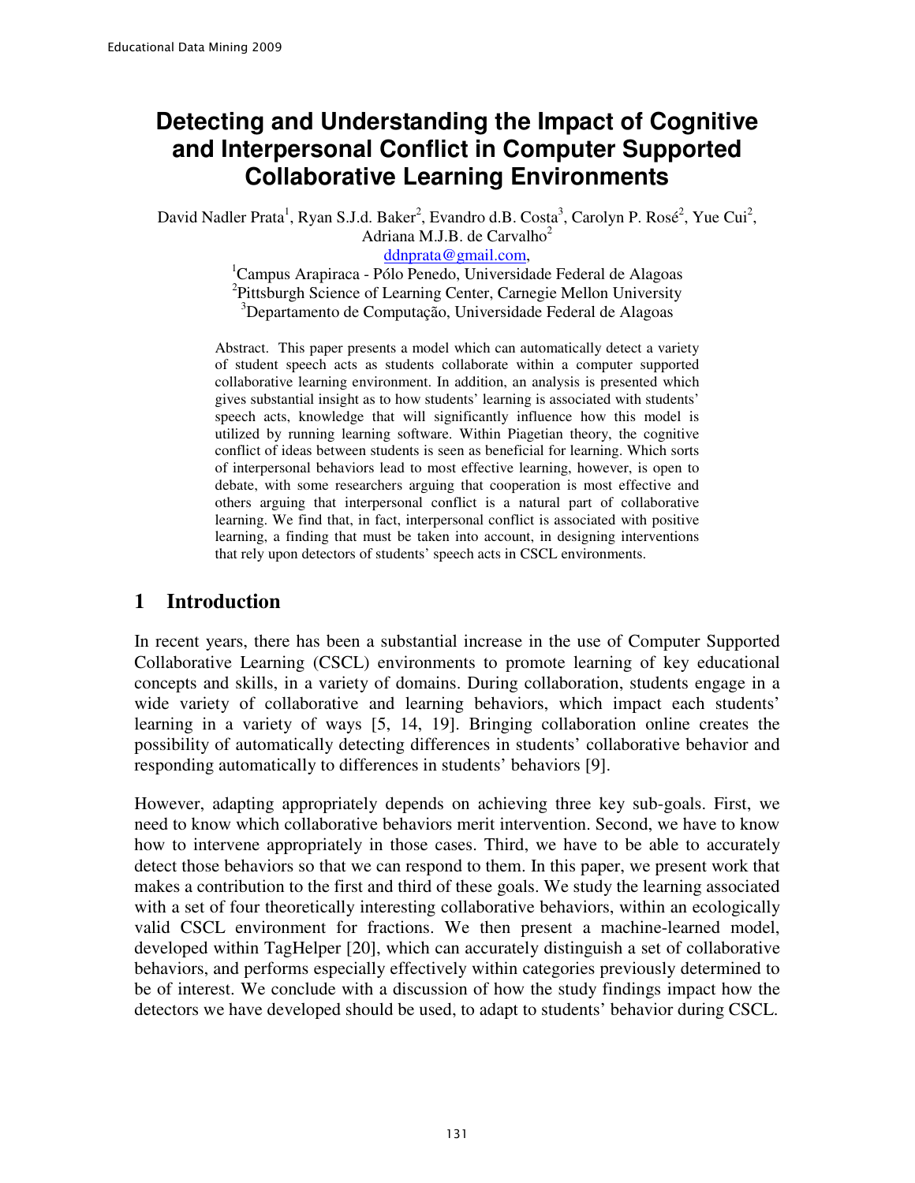# Detecting and Understanding the Impact of Cognitive and Interpersonal Conflict in Computer Supported Collaborative Learning Environments

David Nadler Prata[1], Ryan S.J.d. Baker[2], Evandro d.B. Costa[3], Carolyn P. Rosé[2], Yue Cui[2], Adriana M.J.B. de Carvalho[2]

ddnprata@gmail.com,

[1]Campus Arapiraca - Pólo Penedo, Universidade Federal de Alagoas

[2]Pittsburgh Science of Learning Center, Carnegie Mellon University

[3]Departamento de Computação, Universidade Federal de Alagoas

Abstract. This paper presents a model which can automatically detect a variety of student speech acts as students collaborate within a computer supported collaborative learning environment. In addition, an analysis is presented which gives substantial insight as to how students' learning is associated with students' speech acts, knowledge that will significantly influence how this model is utilized by running learning software. Within Piagetian theory, the cognitive conflict of ideas between students is seen as beneficial for learning. Which sorts of interpersonal behaviors lead to most effective learning, however, is open to debate, with some researchers arguing that cooperation is most effective and others arguing that interpersonal conflict is a natural part of collaborative learning. We find that, in fact, interpersonal conflict is associated with positive learning, a finding that must be taken into account, in designing interventions that rely upon detectors of students' speech acts in CSCL environments.

## 1 Introduction

In recent years, there has been a substantial increase in the use of Computer Supported Collaborative Learning (CSCL) environments to promote learning of key educational concepts and skills, in a variety of domains. During collaboration, students engage in a wide variety of collaborative and learning behaviors, which impact each students' learning in a variety of ways [5, 14, 19]. Bringing collaboration online creates the possibility of automatically detecting differences in students' collaborative behavior and responding automatically to differences in students' behaviors [9].

However, adapting appropriately depends on achieving three key sub-goals. First, we need to know which collaborative behaviors merit intervention. Second, we have to know how to intervene appropriately in those cases. Third, we have to be able to accurately detect those behaviors so that we can respond to them. In this paper, we present work that makes a contribution to the first and third of these goals. We study the learning associated with a set of four theoretically interesting collaborative behaviors, within an ecologically valid CSCL environment for fractions. We then present a machine-learned model, developed within TagHelper [20], which can accurately distinguish a set of collaborative behaviors, and performs especially effectively within categories previously determined to be of interest. We conclude with a discussion of how the study findings impact how the detectors we have developed should be used, to adapt to students' behavior during CSCL.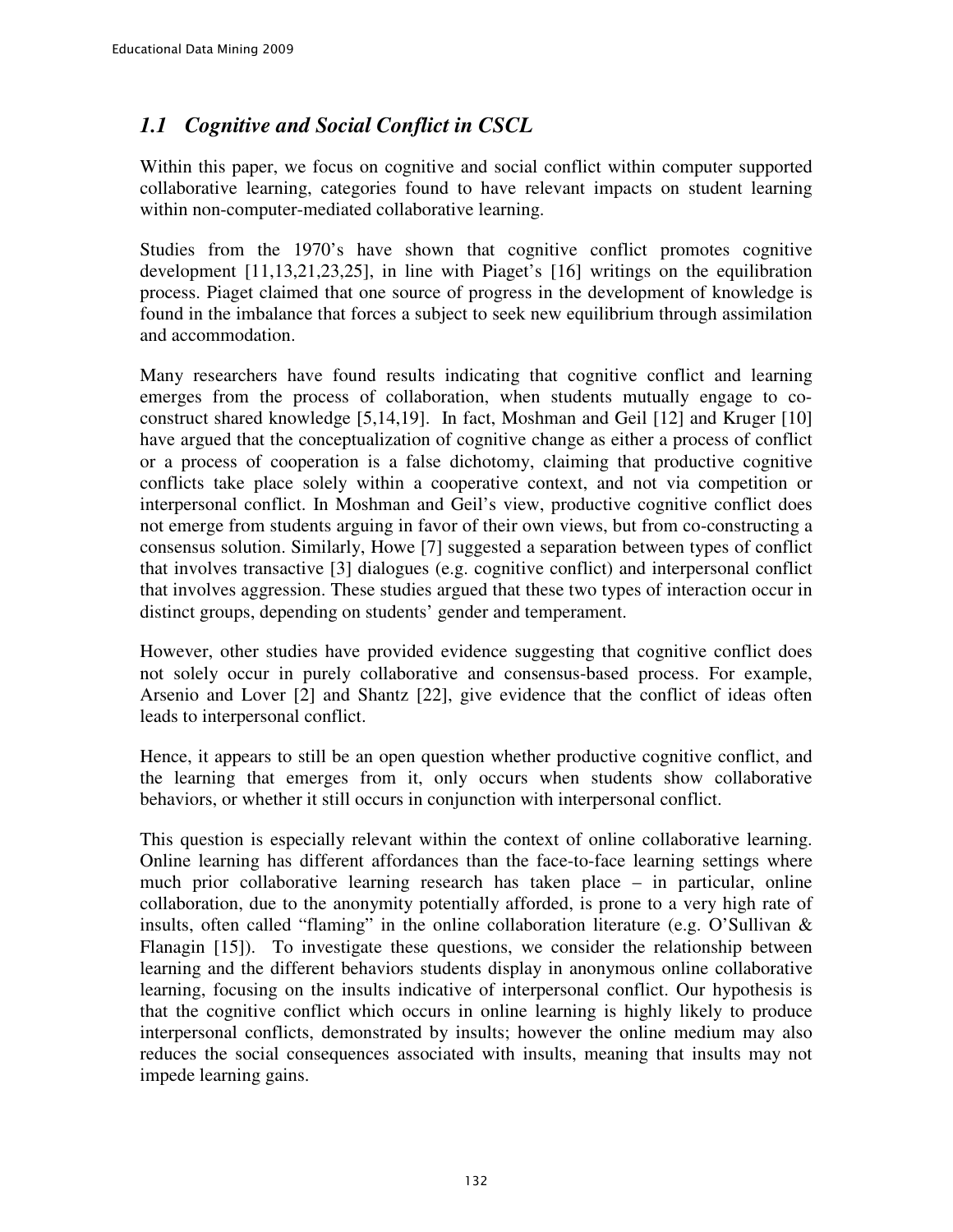## *1.1 Cognitive and Social Conflict in CSCL*

Within this paper, we focus on cognitive and social conflict within computer supported collaborative learning, categories found to have relevant impacts on student learning within non-computer-mediated collaborative learning.

Studies from the 1970's have shown that cognitive conflict promotes cognitive development [11,13,21,23,25], in line with Piaget's [16] writings on the equilibration process. Piaget claimed that one source of progress in the development of knowledge is found in the imbalance that forces a subject to seek new equilibrium through assimilation and accommodation.

Many researchers have found results indicating that cognitive conflict and learning emerges from the process of collaboration, when students mutually engage to co-construct shared knowledge [5,14,19]. In fact, Moshman and Geil [12] and Kruger [10] have argued that the conceptualization of cognitive change as either a process of conflict or a process of cooperation is a false dichotomy, claiming that productive cognitive conflicts take place solely within a cooperative context, and not via competition or interpersonal conflict. In Moshman and Geil's view, productive cognitive conflict does not emerge from students arguing in favor of their own views, but from co-constructing a consensus solution. Similarly, Howe [7] suggested a separation between types of conflict that involves transactive [3] dialogues (e.g. cognitive conflict) and interpersonal conflict that involves aggression. These studies argued that these two types of interaction occur in distinct groups, depending on students' gender and temperament.

However, other studies have provided evidence suggesting that cognitive conflict does not solely occur in purely collaborative and consensus-based process. For example, Arsenio and Lover [2] and Shantz [22], give evidence that the conflict of ideas often leads to interpersonal conflict.

Hence, it appears to still be an open question whether productive cognitive conflict, and the learning that emerges from it, only occurs when students show collaborative behaviors, or whether it still occurs in conjunction with interpersonal conflict.

This question is especially relevant within the context of online collaborative learning. Online learning has different affordances than the face-to-face learning settings where much prior collaborative learning research has taken place – in particular, online collaboration, due to the anonymity potentially afforded, is prone to a very high rate of insults, often called "flaming" in the online collaboration literature (e.g. O'Sullivan & Flanagin [15]). To investigate these questions, we consider the relationship between learning and the different behaviors students display in anonymous online collaborative learning, focusing on the insults indicative of interpersonal conflict. Our hypothesis is that the cognitive conflict which occurs in online learning is highly likely to produce interpersonal conflicts, demonstrated by insults; however the online medium may also reduces the social consequences associated with insults, meaning that insults may not impede learning gains.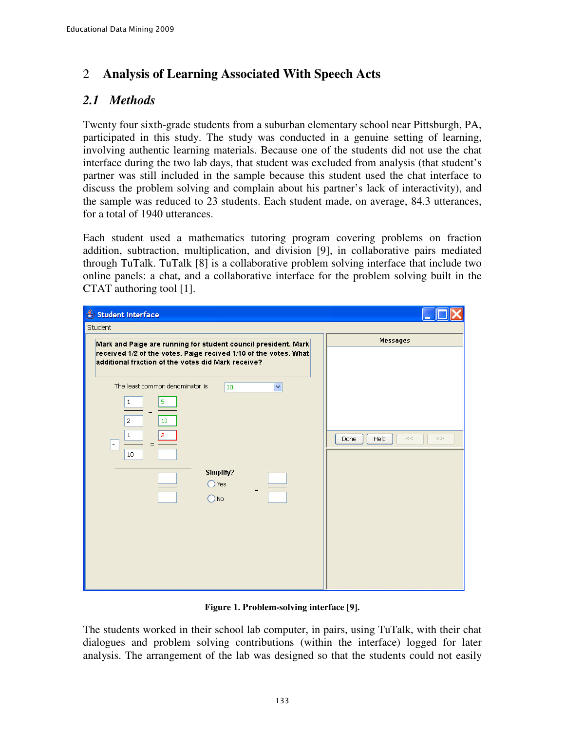## 2 Analysis of Learning Associated With Speech Acts

### 2.1 Methods

Twenty four sixth-grade students from a suburban elementary school near Pittsburgh, PA, participated in this study. The study was conducted in a genuine setting of learning, involving authentic learning materials. Because one of the students did not use the chat interface during the two lab days, that student was excluded from analysis (that student's partner was still included in the sample because this student used the chat interface to discuss the problem solving and complain about his partner's lack of interactivity), and the sample was reduced to 23 students. Each student made, on average, 84.3 utterances, for a total of 1940 utterances.

Each student used a mathematics tutoring program covering problems on fraction addition, subtraction, multiplication, and division [9], in collaborative pairs mediated through TuTalk. TuTalk [8] is a collaborative problem solving interface that include two online panels: a chat, and a collaborative interface for the problem solving built in the CTAT authoring tool [1].

**Figure 1. Problem-solving interface [9].**

The students worked in their school lab computer, in pairs, using TuTalk, with their chat dialogues and problem solving contributions (within the interface) logged for later analysis. The arrangement of the lab was designed so that the students could not easily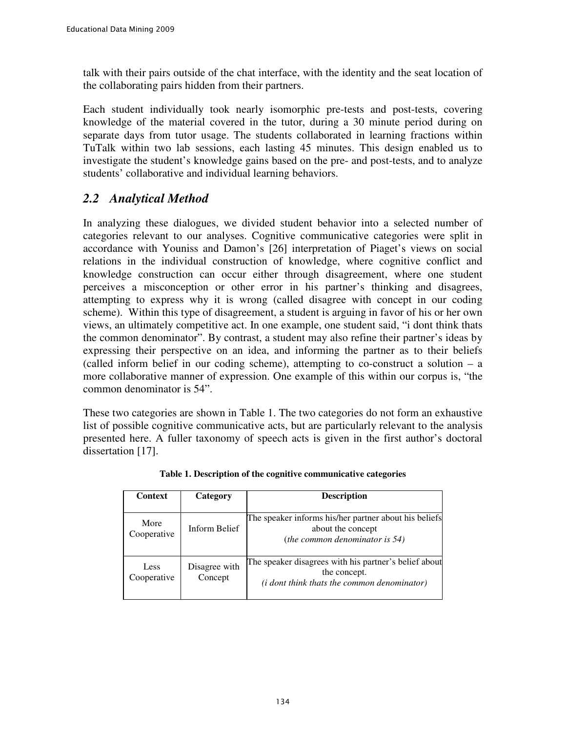talk with their pairs outside of the chat interface, with the identity and the seat location of the collaborating pairs hidden from their partners.

Each student individually took nearly isomorphic pre-tests and post-tests, covering knowledge of the material covered in the tutor, during a 30 minute period during on separate days from tutor usage. The students collaborated in learning fractions within TuTalk within two lab sessions, each lasting 45 minutes. This design enabled us to investigate the student's knowledge gains based on the pre- and post-tests, and to analyze students' collaborative and individual learning behaviors.

## *2.2 Analytical Method*

In analyzing these dialogues, we divided student behavior into a selected number of categories relevant to our analyses. Cognitive communicative categories were split in accordance with Youniss and Damon's [26] interpretation of Piaget's views on social relations in the individual construction of knowledge, where cognitive conflict and knowledge construction can occur either through disagreement, where one student perceives a misconception or other error in his partner's thinking and disagrees, attempting to express why it is wrong (called disagree with concept in our coding scheme). Within this type of disagreement, a student is arguing in favor of his or her own views, an ultimately competitive act. In one example, one student said, "i dont think thats the common denominator". By contrast, a student may also refine their partner's ideas by expressing their perspective on an idea, and informing the partner as to their beliefs (called inform belief in our coding scheme), attempting to co-construct a solution – a more collaborative manner of expression. One example of this within our corpus is, "the common denominator is 54".

These two categories are shown in Table 1. The two categories do not form an exhaustive list of possible cognitive communicative acts, but are particularly relevant to the analysis presented here. A fuller taxonomy of speech acts is given in the first author's doctoral dissertation [17].

**Table 1. Description of the cognitive communicative categories**

| Context | Category | Description |
|---|---|---|
| More Cooperative | Inform Belief | The speaker informs his/her partner about his beliefs about the concept (*the common denominator is 54)* |
| Less Cooperative | Disagree with Concept | The speaker disagrees with his partner's belief about the concept. *(i dont think thats the common denominator)* |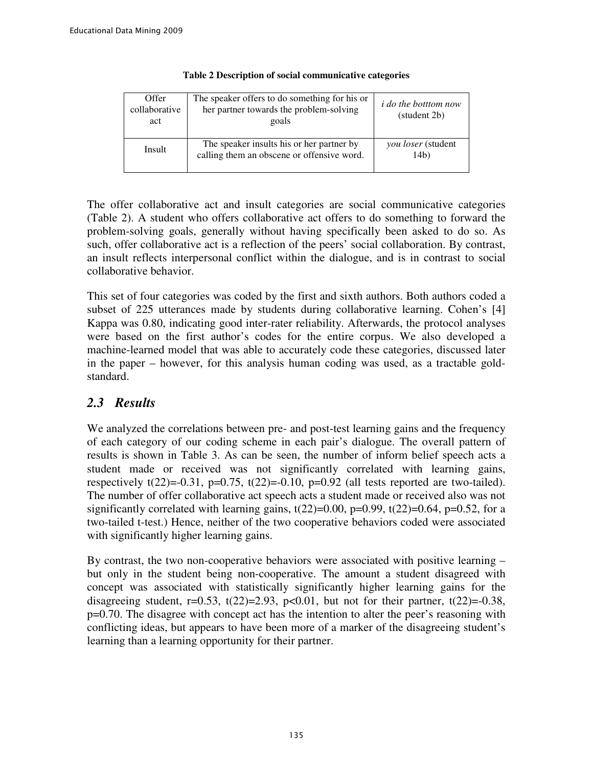**Table 2 Description of social communicative categories**

| Offer collaborative act | The speaker offers to do something for his or her partner towards the problem-solving goals | *i do the botttom now* (student 2b) |
|---|---|---|
| Insult | The speaker insults his or her partner by calling them an obscene or offensive word. | *you loser* (student 14b) |

The offer collaborative act and insult categories are social communicative categories (Table 2). A student who offers collaborative act offers to do something to forward the problem-solving goals, generally without having specifically been asked to do so. As such, offer collaborative act is a reflection of the peers' social collaboration. By contrast, an insult reflects interpersonal conflict within the dialogue, and is in contrast to social collaborative behavior.

This set of four categories was coded by the first and sixth authors. Both authors coded a subset of 225 utterances made by students during collaborative learning. Cohen's [4] Kappa was 0.80, indicating good inter-rater reliability. Afterwards, the protocol analyses were based on the first author's codes for the entire corpus. We also developed a machine-learned model that was able to accurately code these categories, discussed later in the paper – however, for this analysis human coding was used, as a tractable gold-standard.

## *2.3 Results*

We analyzed the correlations between pre- and post-test learning gains and the frequency of each category of our coding scheme in each pair's dialogue. The overall pattern of results is shown in Table 3. As can be seen, the number of inform belief speech acts a student made or received was not significantly correlated with learning gains, respectively $t(22)=-0.31$, $p=0.75$, $t(22)=-0.10$, $p=0.92$ (all tests reported are two-tailed). The number of offer collaborative act speech acts a student made or received also was not significantly correlated with learning gains, $t(22)=0.00$, $p=0.99$, $t(22)=0.64$, $p=0.52$, for a two-tailed t-test.) Hence, neither of the two cooperative behaviors coded were associated with significantly higher learning gains.

By contrast, the two non-cooperative behaviors were associated with positive learning – but only in the student being non-cooperative. The amount a student disagreed with concept was associated with statistically significantly higher learning gains for the disagreeing student, $r=0.53$, $t(22)=2.93$, $p<0.01$, but not for their partner, $t(22)=-0.38$, $p=0.70$. The disagree with concept act has the intention to alter the peer's reasoning with conflicting ideas, but appears to have been more of a marker of the disagreeing student's learning than a learning opportunity for their partner.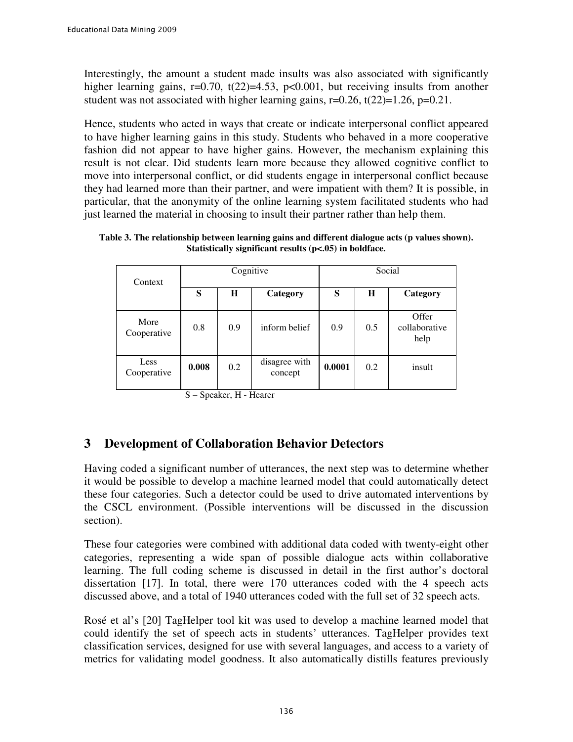Interestingly, the amount a student made insults was also associated with significantly higher learning gains, $r=0.70$, $t(22)=4.53$, $p<0.001$, but receiving insults from another student was not associated with higher learning gains, $r=0.26$, $t(22)=1.26$, $p=0.21$.

Hence, students who acted in ways that create or indicate interpersonal conflict appeared to have higher learning gains in this study. Students who behaved in a more cooperative fashion did not appear to have higher gains. However, the mechanism explaining this result is not clear. Did students learn more because they allowed cognitive conflict to move into interpersonal conflict, or did students engage in interpersonal conflict because they had learned more than their partner, and were impatient with them? It is possible, in particular, that the anonymity of the online learning system facilitated students who had just learned the material in choosing to insult their partner rather than help them.

**Table 3. The relationship between learning gains and different dialogue acts (p values shown). Statistically significant results (p<.05) in boldface.**

| Context | Cognitive | | | Social | | |
|---|---|---|---|---|---|---|
| | **S** | **H** | **Category** | **S** | **H** | **Category** |
| More Cooperative | 0.8 | 0.9 | inform belief | 0.9 | 0.5 | Offer collaborative help |
| Less Cooperative | **0.008** | 0.2 | disagree with concept | **0.0001** | 0.2 | insult |

S – Speaker, H - Hearer

## 3 Development of Collaboration Behavior Detectors

Having coded a significant number of utterances, the next step was to determine whether it would be possible to develop a machine learned model that could automatically detect these four categories. Such a detector could be used to drive automated interventions by the CSCL environment. (Possible interventions will be discussed in the discussion section).

These four categories were combined with additional data coded with twenty-eight other categories, representing a wide span of possible dialogue acts within collaborative learning. The full coding scheme is discussed in detail in the first author's doctoral dissertation [17]. In total, there were 170 utterances coded with the 4 speech acts discussed above, and a total of 1940 utterances coded with the full set of 32 speech acts.

Rosé et al's [20] TagHelper tool kit was used to develop a machine learned model that could identify the set of speech acts in students' utterances. TagHelper provides text classification services, designed for use with several languages, and access to a variety of metrics for validating model goodness. It also automatically distills features previously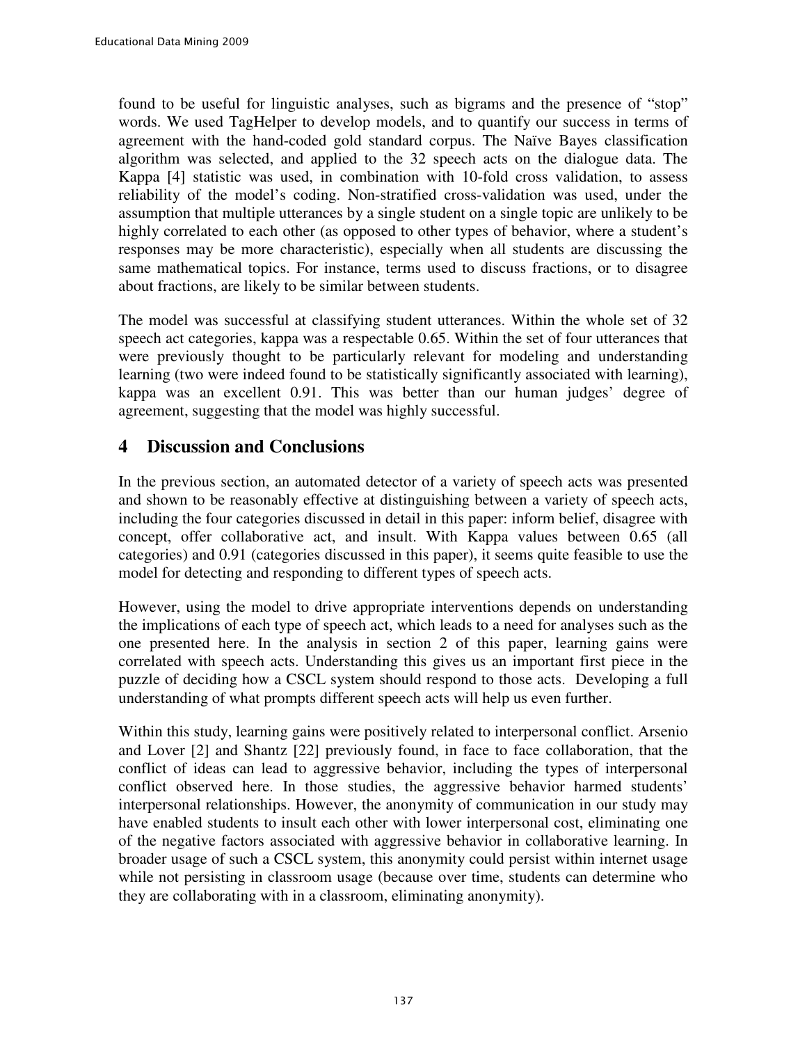found to be useful for linguistic analyses, such as bigrams and the presence of "stop" words. We used TagHelper to develop models, and to quantify our success in terms of agreement with the hand-coded gold standard corpus. The Naïve Bayes classification algorithm was selected, and applied to the 32 speech acts on the dialogue data. The Kappa [4] statistic was used, in combination with 10-fold cross validation, to assess reliability of the model's coding. Non-stratified cross-validation was used, under the assumption that multiple utterances by a single student on a single topic are unlikely to be highly correlated to each other (as opposed to other types of behavior, where a student's responses may be more characteristic), especially when all students are discussing the same mathematical topics. For instance, terms used to discuss fractions, or to disagree about fractions, are likely to be similar between students.

The model was successful at classifying student utterances. Within the whole set of 32 speech act categories, kappa was a respectable 0.65. Within the set of four utterances that were previously thought to be particularly relevant for modeling and understanding learning (two were indeed found to be statistically significantly associated with learning), kappa was an excellent 0.91. This was better than our human judges' degree of agreement, suggesting that the model was highly successful.

## 4 Discussion and Conclusions

In the previous section, an automated detector of a variety of speech acts was presented and shown to be reasonably effective at distinguishing between a variety of speech acts, including the four categories discussed in detail in this paper: inform belief, disagree with concept, offer collaborative act, and insult. With Kappa values between 0.65 (all categories) and 0.91 (categories discussed in this paper), it seems quite feasible to use the model for detecting and responding to different types of speech acts.

However, using the model to drive appropriate interventions depends on understanding the implications of each type of speech act, which leads to a need for analyses such as the one presented here. In the analysis in section 2 of this paper, learning gains were correlated with speech acts. Understanding this gives us an important first piece in the puzzle of deciding how a CSCL system should respond to those acts. Developing a full understanding of what prompts different speech acts will help us even further.

Within this study, learning gains were positively related to interpersonal conflict. Arsenio and Lover [2] and Shantz [22] previously found, in face to face collaboration, that the conflict of ideas can lead to aggressive behavior, including the types of interpersonal conflict observed here. In those studies, the aggressive behavior harmed students' interpersonal relationships. However, the anonymity of communication in our study may have enabled students to insult each other with lower interpersonal cost, eliminating one of the negative factors associated with aggressive behavior in collaborative learning. In broader usage of such a CSCL system, this anonymity could persist within internet usage while not persisting in classroom usage (because over time, students can determine who they are collaborating with in a classroom, eliminating anonymity).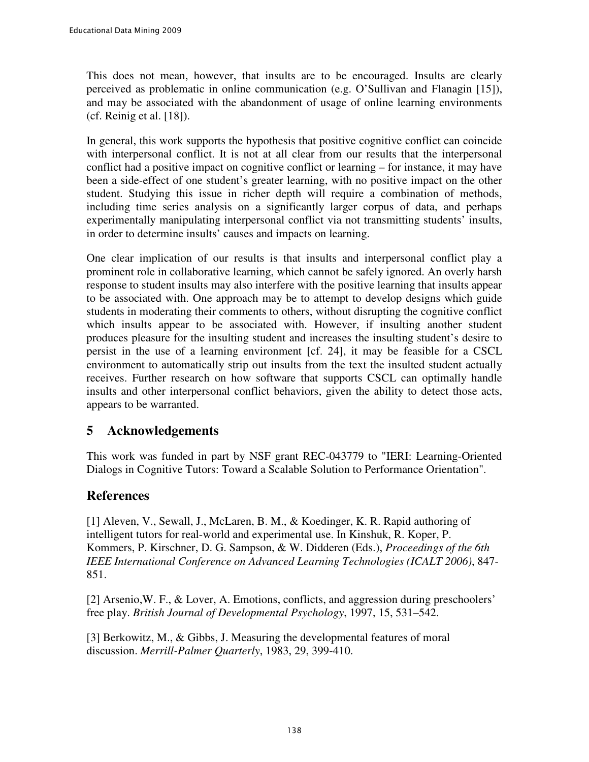This does not mean, however, that insults are to be encouraged. Insults are clearly perceived as problematic in online communication (e.g. O'Sullivan and Flanagin [15]), and may be associated with the abandonment of usage of online learning environments (cf. Reinig et al. [18]).

In general, this work supports the hypothesis that positive cognitive conflict can coincide with interpersonal conflict. It is not at all clear from our results that the interpersonal conflict had a positive impact on cognitive conflict or learning – for instance, it may have been a side-effect of one student's greater learning, with no positive impact on the other student. Studying this issue in richer depth will require a combination of methods, including time series analysis on a significantly larger corpus of data, and perhaps experimentally manipulating interpersonal conflict via not transmitting students' insults, in order to determine insults' causes and impacts on learning.

One clear implication of our results is that insults and interpersonal conflict play a prominent role in collaborative learning, which cannot be safely ignored. An overly harsh response to student insults may also interfere with the positive learning that insults appear to be associated with. One approach may be to attempt to develop designs which guide students in moderating their comments to others, without disrupting the cognitive conflict which insults appear to be associated with. However, if insulting another student produces pleasure for the insulting student and increases the insulting student's desire to persist in the use of a learning environment [cf. 24], it may be feasible for a CSCL environment to automatically strip out insults from the text the insulted student actually receives. Further research on how software that supports CSCL can optimally handle insults and other interpersonal conflict behaviors, given the ability to detect those acts, appears to be warranted.

## 5 Acknowledgements

This work was funded in part by NSF grant REC-043779 to "IERI: Learning-Oriented Dialogs in Cognitive Tutors: Toward a Scalable Solution to Performance Orientation".

## References

[1] Aleven, V., Sewall, J., McLaren, B. M., & Koedinger, K. R. Rapid authoring of intelligent tutors for real-world and experimental use. In Kinshuk, R. Koper, P. Kommers, P. Kirschner, D. G. Sampson, & W. Didderen (Eds.), *Proceedings of the 6th IEEE International Conference on Advanced Learning Technologies (ICALT 2006)*, 847-851.

[2] Arsenio,W. F., & Lover, A. Emotions, conflicts, and aggression during preschoolers' free play. *British Journal of Developmental Psychology*, 1997, 15, 531–542.

[3] Berkowitz, M., & Gibbs, J. Measuring the developmental features of moral discussion. *Merrill-Palmer Quarterly*, 1983, 29, 399-410.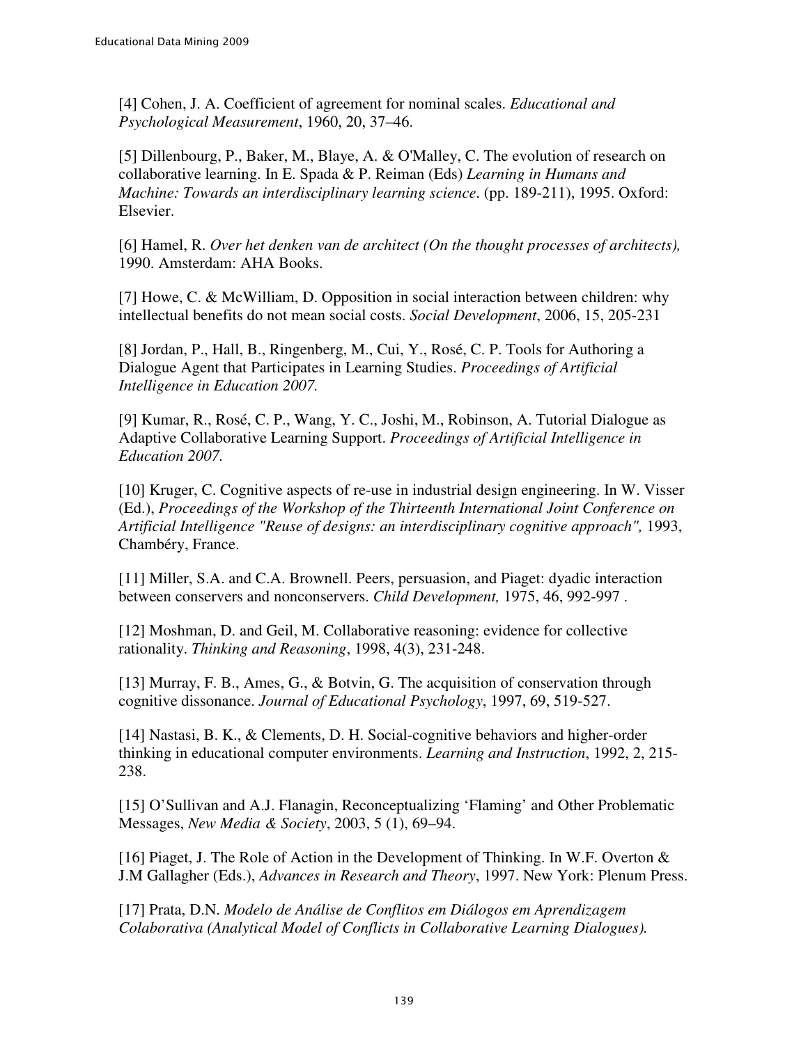[4] Cohen, J. A. Coefficient of agreement for nominal scales. *Educational and Psychological Measurement*, 1960, 20, 37–46.

[5] Dillenbourg, P., Baker, M., Blaye, A. & O'Malley, C. The evolution of research on collaborative learning. In E. Spada & P. Reiman (Eds) *Learning in Humans and Machine: Towards an interdisciplinary learning science*. (pp. 189-211), 1995. Oxford: Elsevier.

[6] Hamel, R. *Over het denken van de architect (On the thought processes of architects),* 1990. Amsterdam: AHA Books.

[7] Howe, C. & McWilliam, D. Opposition in social interaction between children: why intellectual benefits do not mean social costs. *Social Development*, 2006, 15, 205-231

[8] Jordan, P., Hall, B., Ringenberg, M., Cui, Y., Rosé, C. P. Tools for Authoring a Dialogue Agent that Participates in Learning Studies. *Proceedings of Artificial Intelligence in Education 2007.*

[9] Kumar, R., Rosé, C. P., Wang, Y. C., Joshi, M., Robinson, A. Tutorial Dialogue as Adaptive Collaborative Learning Support. *Proceedings of Artificial Intelligence in Education 2007.*

[10] Kruger, C. Cognitive aspects of re-use in industrial design engineering. In W. Visser (Ed.), *Proceedings of the Workshop of the Thirteenth International Joint Conference on Artificial Intelligence "Reuse of designs: an interdisciplinary cognitive approach",* 1993, Chambéry, France.

[11] Miller, S.A. and C.A. Brownell. Peers, persuasion, and Piaget: dyadic interaction between conservers and nonconservers. *Child Development,* 1975, 46, 992-997 .

[12] Moshman, D. and Geil, M. Collaborative reasoning: evidence for collective rationality. *Thinking and Reasoning*, 1998, 4(3), 231-248.

[13] Murray, F. B., Ames, G., & Botvin, G. The acquisition of conservation through cognitive dissonance. *Journal of Educational Psychology*, 1997, 69, 519-527.

[14] Nastasi, B. K., & Clements, D. H. Social-cognitive behaviors and higher-order thinking in educational computer environments. *Learning and Instruction*, 1992, 2, 215-238.

[15] O'Sullivan and A.J. Flanagin, Reconceptualizing 'Flaming' and Other Problematic Messages, *New Media & Society*, 2003, 5 (1), 69–94.

[16] Piaget, J. The Role of Action in the Development of Thinking. In W.F. Overton & J.M Gallagher (Eds.), *Advances in Research and Theory*, 1997. New York: Plenum Press.

[17] Prata, D.N. *Modelo de Análise de Conflitos em Diálogos em Aprendizagem Colaborativa (Analytical Model of Conflicts in Collaborative Learning Dialogues).*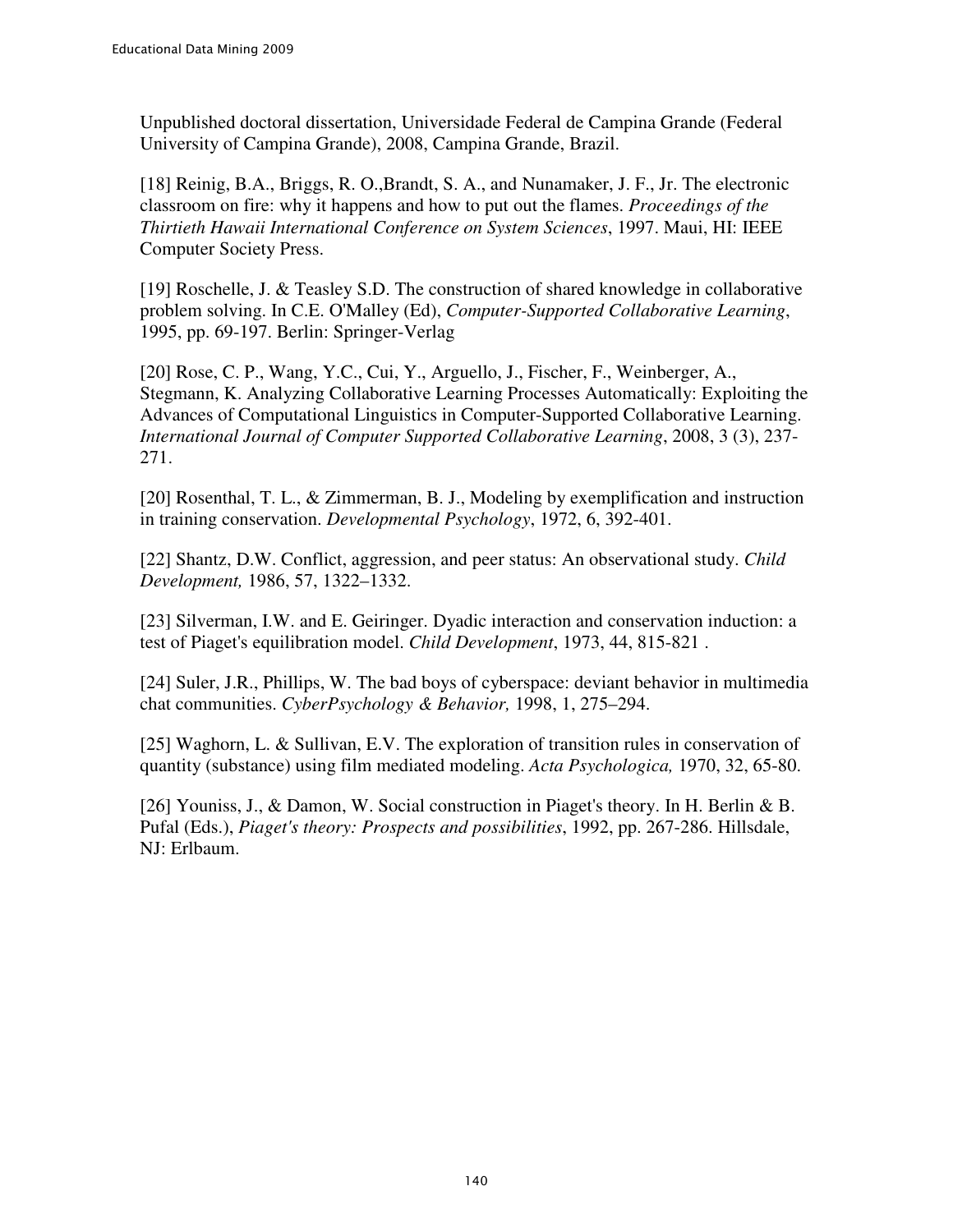Unpublished doctoral dissertation, Universidade Federal de Campina Grande (Federal University of Campina Grande), 2008, Campina Grande, Brazil.

[18] Reinig, B.A., Briggs, R. O.,Brandt, S. A., and Nunamaker, J. F., Jr. The electronic classroom on fire: why it happens and how to put out the flames. *Proceedings of the Thirtieth Hawaii International Conference on System Sciences*, 1997. Maui, HI: IEEE Computer Society Press.

[19] Roschelle, J. & Teasley S.D. The construction of shared knowledge in collaborative problem solving. In C.E. O'Malley (Ed), *Computer-Supported Collaborative Learning*, 1995, pp. 69-197. Berlin: Springer-Verlag

[20] Rose, C. P., Wang, Y.C., Cui, Y., Arguello, J., Fischer, F., Weinberger, A., Stegmann, K. Analyzing Collaborative Learning Processes Automatically: Exploiting the Advances of Computational Linguistics in Computer-Supported Collaborative Learning. *International Journal of Computer Supported Collaborative Learning*, 2008, 3 (3), 237-271.

[20] Rosenthal, T. L., & Zimmerman, B. J., Modeling by exemplification and instruction in training conservation. *Developmental Psychology*, 1972, 6, 392-401.

[22] Shantz, D.W. Conflict, aggression, and peer status: An observational study. *Child Development,* 1986, 57, 1322–1332.

[23] Silverman, I.W. and E. Geiringer. Dyadic interaction and conservation induction: a test of Piaget's equilibration model. *Child Development*, 1973, 44, 815-821 .

[24] Suler, J.R., Phillips, W. The bad boys of cyberspace: deviant behavior in multimedia chat communities. *CyberPsychology & Behavior,* 1998, 1, 275–294.

[25] Waghorn, L. & Sullivan, E.V. The exploration of transition rules in conservation of quantity (substance) using film mediated modeling. *Acta Psychologica,* 1970, 32, 65-80.

[26] Youniss, J., & Damon, W. Social construction in Piaget's theory. In H. Berlin & B. Pufal (Eds.), *Piaget's theory: Prospects and possibilities*, 1992, pp. 267-286. Hillsdale, NJ: Erlbaum.